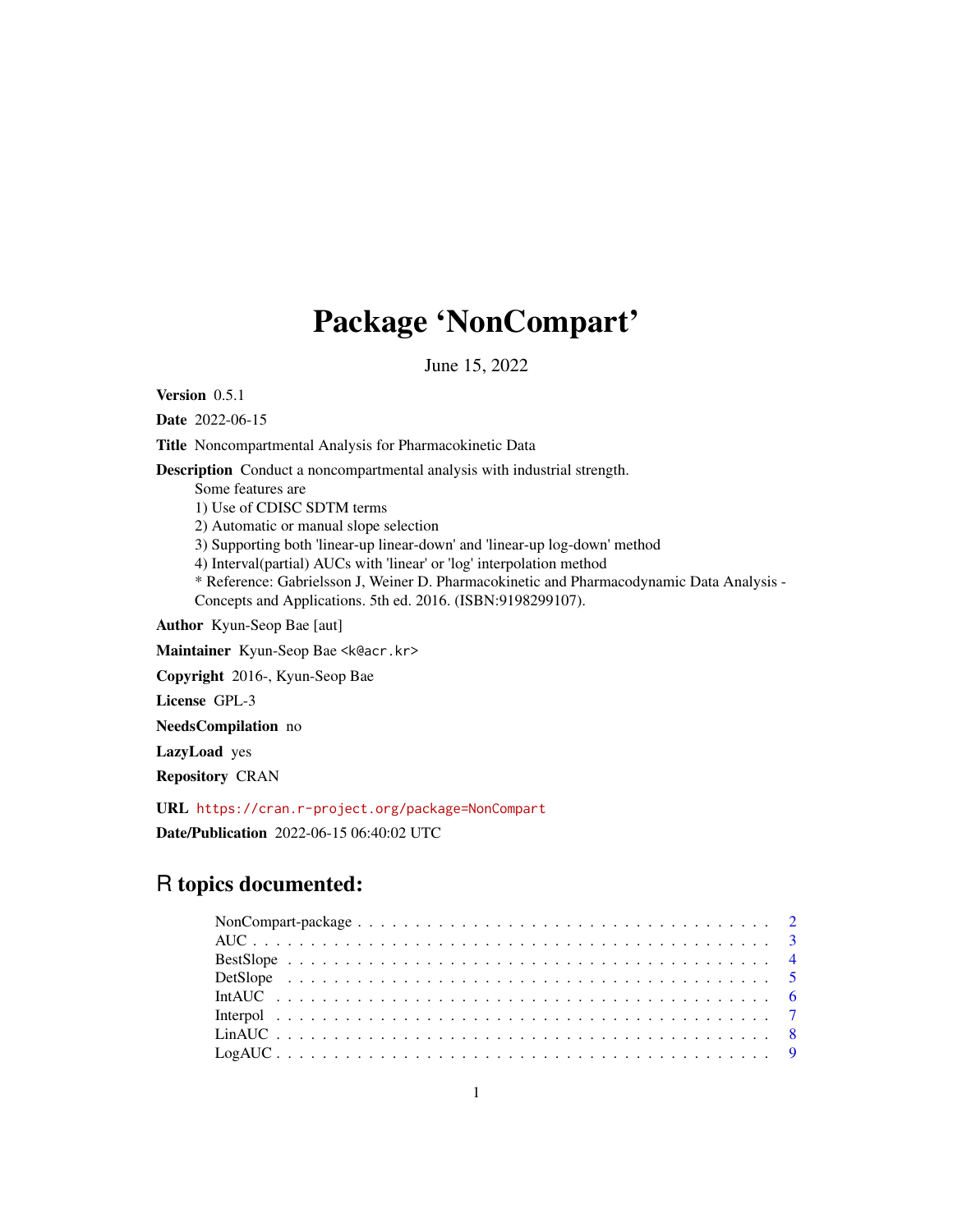# Package 'NonCompart'

June 15, 2022

**Version** 0.5.1

**Date** 2022-06-15

**Title** Noncompartmental Analysis for Pharmacokinetic Data

**Description** Conduct a noncompartmental analysis with industrial strength.
Some features are
1) Use of CDISC SDTM terms
2) Automatic or manual slope selection
3) Supporting both 'linear-up linear-down' and 'linear-up log-down' method
4) Interval(partial) AUCs with 'linear' or 'log' interpolation method
* Reference: Gabrielsson J, Weiner D. Pharmacokinetic and Pharmacodynamic Data Analysis - Concepts and Applications. 5th ed. 2016. (ISBN:9198299107).

**Author** Kyun-Seop Bae [aut]

**Maintainer** Kyun-Seop Bae <k@acr.kr>

**Copyright** 2016-, Kyun-Seop Bae

**License** GPL-3

**NeedsCompilation** no

**LazyLoad** yes

**Repository** CRAN

**URL** https://cran.r-project.org/package=NonCompart

**Date/Publication** 2022-06-15 06:40:02 UTC

## R topics documented:

- NonCompart-package . . . . . . . . . . . . . . . . . . . . . . . . . . . . . . . . . . . . 2
- AUC . . . . . . . . . . . . . . . . . . . . . . . . . . . . . . . . . . . . . . . . . . . . . 3
- BestSlope . . . . . . . . . . . . . . . . . . . . . . . . . . . . . . . . . . . . . . . . . . 4
- DetSlope . . . . . . . . . . . . . . . . . . . . . . . . . . . . . . . . . . . . . . . . . . 5
- IntAUC . . . . . . . . . . . . . . . . . . . . . . . . . . . . . . . . . . . . . . . . . . . 6
- Interpol . . . . . . . . . . . . . . . . . . . . . . . . . . . . . . . . . . . . . . . . . . . 7
- LinAUC . . . . . . . . . . . . . . . . . . . . . . . . . . . . . . . . . . . . . . . . . . . 8
- LogAUC . . . . . . . . . . . . . . . . . . . . . . . . . . . . . . . . . . . . . . . . . . . 9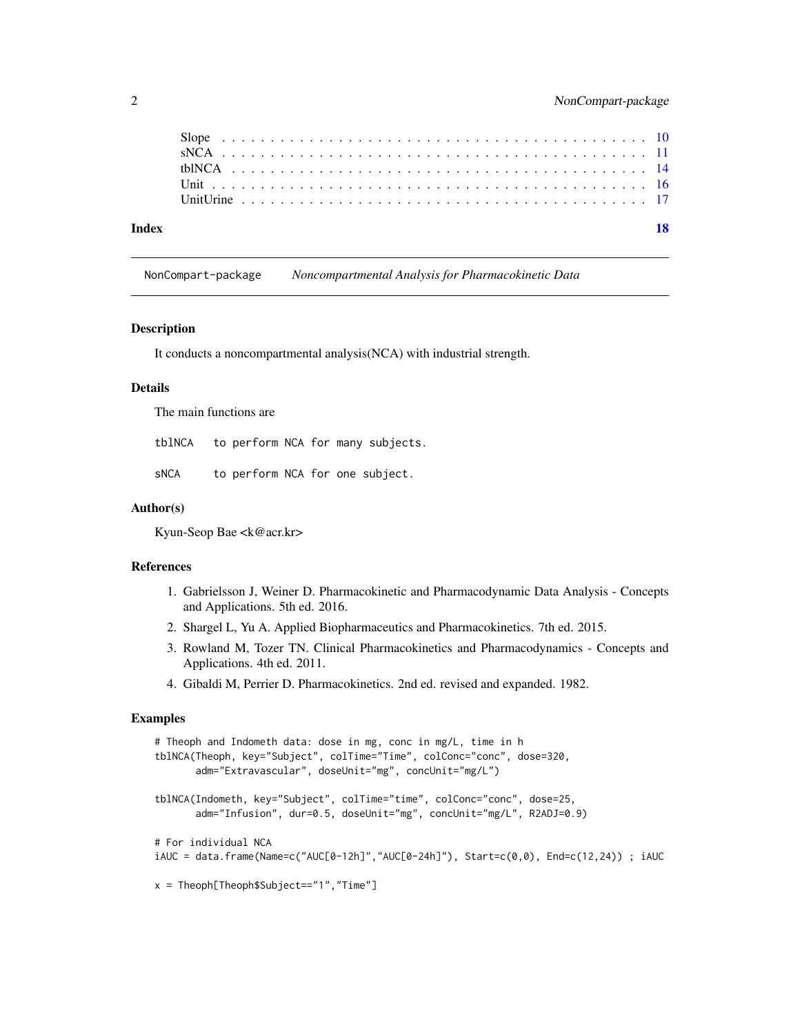Slope . . . . . . . . . . . . . . . . . . . . . . . . . . . . . . . . . . . . . . . . 10
sNCA . . . . . . . . . . . . . . . . . . . . . . . . . . . . . . . . . . . . . . . . 11
tblNCA . . . . . . . . . . . . . . . . . . . . . . . . . . . . . . . . . . . . . . . 14
Unit . . . . . . . . . . . . . . . . . . . . . . . . . . . . . . . . . . . . . . . . 16
UnitUrine . . . . . . . . . . . . . . . . . . . . . . . . . . . . . . . . . . . . . 17

**Index** **18**

---

`NonCompart-package` *Noncompartmental Analysis for Pharmacokinetic Data*

---

### Description

It conducts a noncompartmental analysis(NCA) with industrial strength.

### Details

The main functions are

```
tblNCA   to perform NCA for many subjects.

sNCA     to perform NCA for one subject.
```

### Author(s)

Kyun-Seop Bae <k@acr.kr>

### References

1. Gabrielsson J, Weiner D. Pharmacokinetic and Pharmacodynamic Data Analysis - Concepts and Applications. 5th ed. 2016.
2. Shargel L, Yu A. Applied Biopharmaceutics and Pharmacokinetics. 7th ed. 2015.
3. Rowland M, Tozer TN. Clinical Pharmacokinetics and Pharmacodynamics - Concepts and Applications. 4th ed. 2011.
4. Gibaldi M, Perrier D. Pharmacokinetics. 2nd ed. revised and expanded. 1982.

### Examples

```
# Theoph and Indometh data: dose in mg, conc in mg/L, time in h
tblNCA(Theoph, key="Subject", colTime="Time", colConc="conc", dose=320,
       adm="Extravascular", doseUnit="mg", concUnit="mg/L")

tblNCA(Indometh, key="Subject", colTime="time", colConc="conc", dose=25,
       adm="Infusion", dur=0.5, doseUnit="mg", concUnit="mg/L", R2ADJ=0.9)

# For individual NCA
iAUC = data.frame(Name=c("AUC[0-12h]","AUC[0-24h]"), Start=c(0,0), End=c(12,24)) ; iAUC

x = Theoph[Theoph$Subject=="1","Time"]
```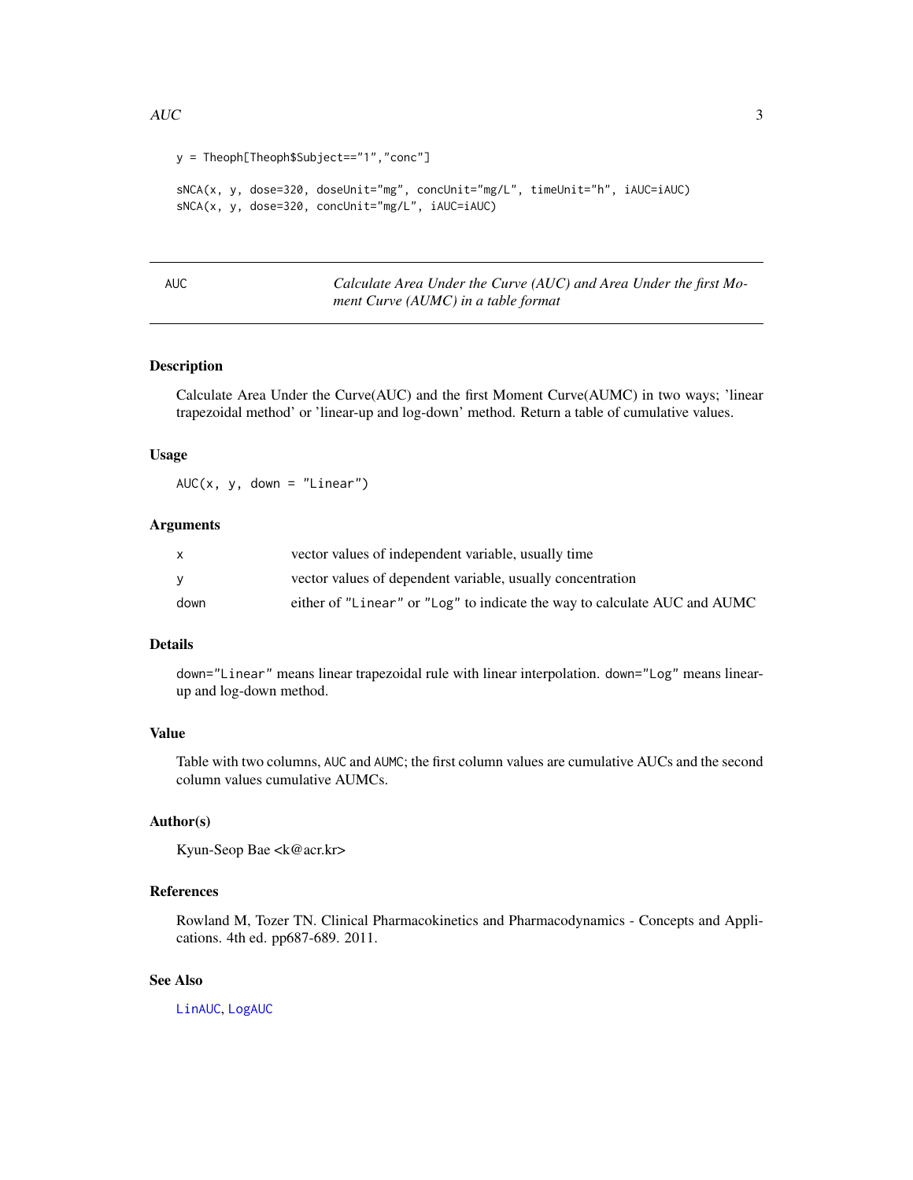```
y = Theoph[Theoph$Subject=="1","conc"]

sNCA(x, y, dose=320, doseUnit="mg", concUnit="mg/L", timeUnit="h", iAUC=iAUC)
sNCA(x, y, dose=320, concUnit="mg/L", iAUC=iAUC)
```

---

## AUC — *Calculate Area Under the Curve (AUC) and Area Under the first Moment Curve (AUMC) in a table format*

---

### Description

Calculate Area Under the Curve(AUC) and the first Moment Curve(AUMC) in two ways; 'linear trapezoidal method' or 'linear-up and log-down' method. Return a table of cumulative values.

### Usage

```
AUC(x, y, down = "Linear")
```

### Arguments

| | |
|---|---|
| x | vector values of independent variable, usually time |
| y | vector values of dependent variable, usually concentration |
| down | either of "Linear" or "Log" to indicate the way to calculate AUC and AUMC |

### Details

`down="Linear"` means linear trapezoidal rule with linear interpolation. `down="Log"` means linear-up and log-down method.

### Value

Table with two columns, `AUC` and `AUMC`; the first column values are cumulative AUCs and the second column values cumulative AUMCs.

### Author(s)

Kyun-Seop Bae <k@acr.kr>

### References

Rowland M, Tozer TN. Clinical Pharmacokinetics and Pharmacodynamics - Concepts and Applications. 4th ed. pp687-689. 2011.

### See Also

`LinAUC`, `LogAUC`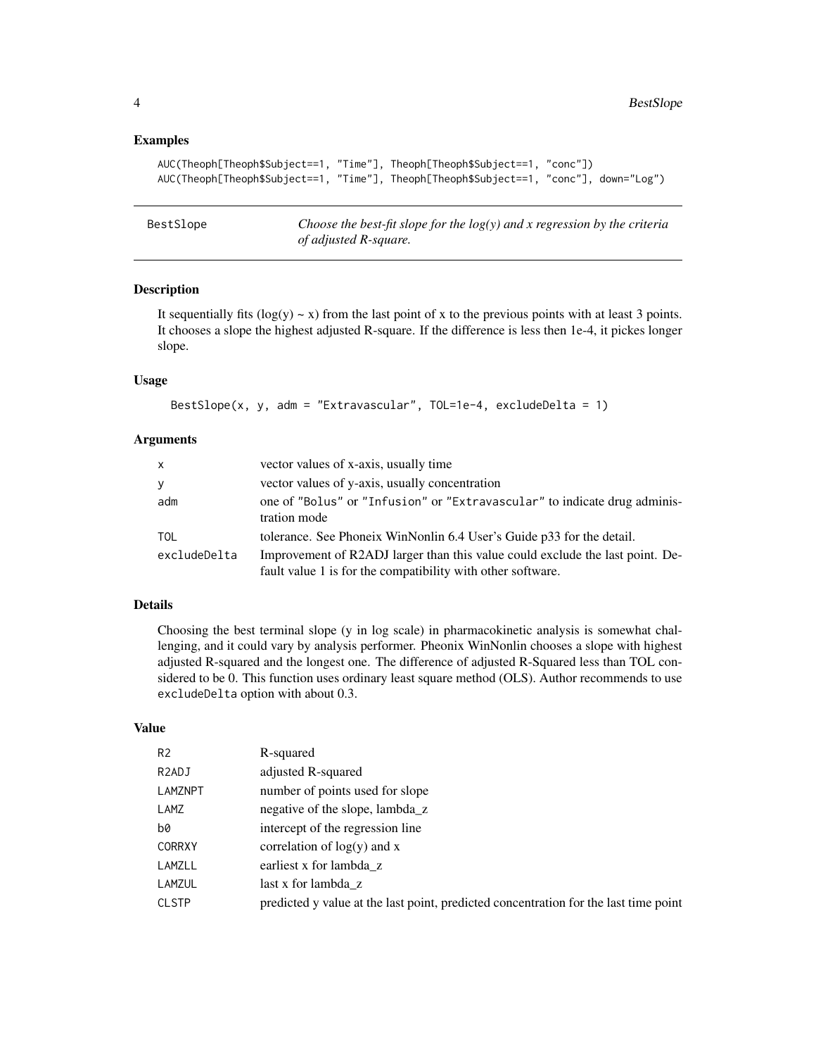## Examples

```
AUC(Theoph[Theoph$Subject==1, "Time"], Theoph[Theoph$Subject==1, "conc"])
AUC(Theoph[Theoph$Subject==1, "Time"], Theoph[Theoph$Subject==1, "conc"], down="Log")
```

---

# BestSlope

*Choose the best-fit slope for the log(y) and x regression by the criteria of adjusted R-square.*

---

## Description

It sequentially fits (log(y) ~ x) from the last point of x to the previous points with at least 3 points. It chooses a slope the highest adjusted R-square. If the difference is less then 1e-4, it pickes longer slope.

## Usage

```
BestSlope(x, y, adm = "Extravascular", TOL=1e-4, excludeDelta = 1)
```

## Arguments

| | |
|---|---|
| `x` | vector values of x-axis, usually time |
| `y` | vector values of y-axis, usually concentration |
| `adm` | one of "Bolus" or "Infusion" or "Extravascular" to indicate drug administration mode |
| `TOL` | tolerance. See Phoneix WinNonlin 6.4 User's Guide p33 for the detail. |
| `excludeDelta` | Improvement of R2ADJ larger than this value could exclude the last point. Default value 1 is for the compatibility with other software. |

## Details

Choosing the best terminal slope (y in log scale) in pharmacokinetic analysis is somewhat challenging, and it could vary by analysis performer. Pheonix WinNonlin chooses a slope with highest adjusted R-squared and the longest one. The difference of adjusted R-Squared less than TOL considered to be 0. This function uses ordinary least square method (OLS). Author recommends to use `excludeDelta` option with about 0.3.

## Value

| | |
|---|---|
| `R2` | R-squared |
| `R2ADJ` | adjusted R-squared |
| `LAMZNPT` | number of points used for slope |
| `LAMZ` | negative of the slope, lambda_z |
| `b0` | intercept of the regression line |
| `CORRXY` | correlation of log(y) and x |
| `LAMZLL` | earliest x for lambda_z |
| `LAMZUL` | last x for lambda_z |
| `CLSTP` | predicted y value at the last point, predicted concentration for the last time point |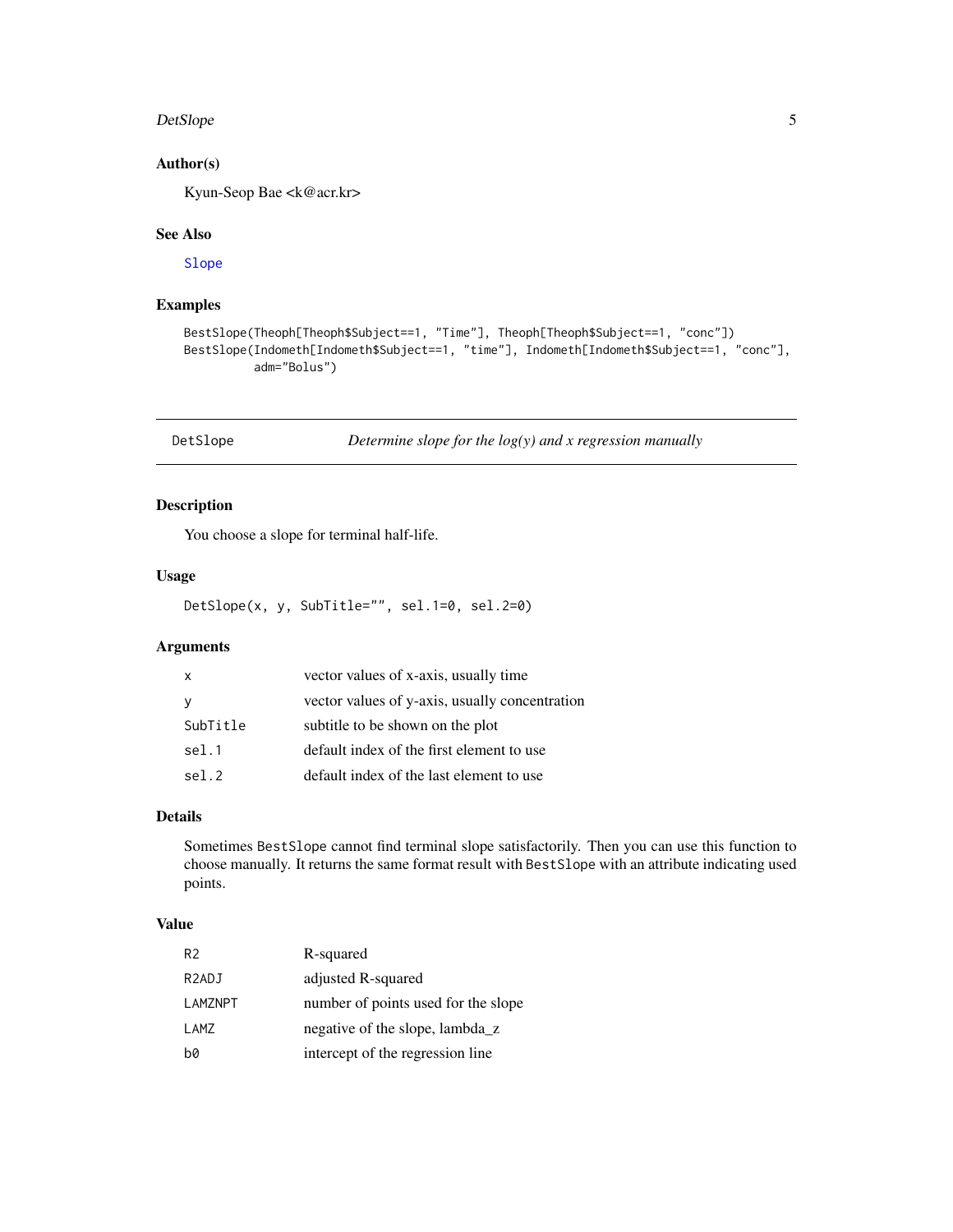## Author(s)

Kyun-Seop Bae <k@acr.kr>

## See Also

Slope

## Examples

```
BestSlope(Theoph[Theoph$Subject==1, "Time"], Theoph[Theoph$Subject==1, "conc"])
BestSlope(Indometh[Indometh$Subject==1, "time"], Indometh[Indometh$Subject==1, "conc"],
          adm="Bolus")
```

---

# DetSlope — *Determine slope for the log(y) and x regression manually*

## Description

You choose a slope for terminal half-life.

## Usage

```
DetSlope(x, y, SubTitle="", sel.1=0, sel.2=0)
```

## Arguments

| | |
|---|---|
| x | vector values of x-axis, usually time |
| y | vector values of y-axis, usually concentration |
| SubTitle | subtitle to be shown on the plot |
| sel.1 | default index of the first element to use |
| sel.2 | default index of the last element to use |

## Details

Sometimes `BestSlope` cannot find terminal slope satisfactorily. Then you can use this function to choose manually. It returns the same format result with `BestSlope` with an attribute indicating used points.

## Value

| | |
|---|---|
| R2 | R-squared |
| R2ADJ | adjusted R-squared |
| LAMZNPT | number of points used for the slope |
| LAMZ | negative of the slope, lambda_z |
| b0 | intercept of the regression line |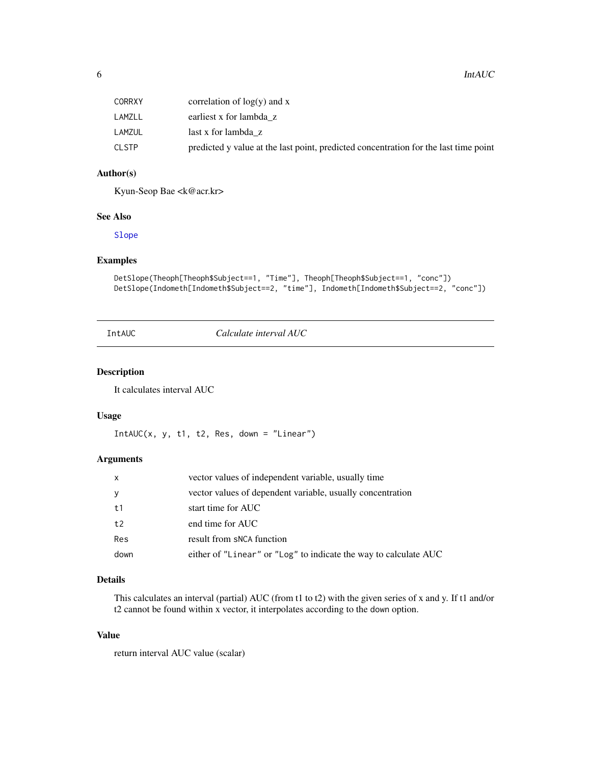| | |
|---|---|
| CORRXY | correlation of log(y) and x |
| LAMZLL | earliest x for lambda_z |
| LAMZUL | last x for lambda_z |
| CLSTP | predicted y value at the last point, predicted concentration for the last time point |

### Author(s)

Kyun-Seop Bae <k@acr.kr>

### See Also

Slope

### Examples

```
DetSlope(Theoph[Theoph$Subject==1, "Time"], Theoph[Theoph$Subject==1, "conc"])
DetSlope(Indometh[Indometh$Subject==2, "time"], Indometh[Indometh$Subject==2, "conc"])
```

---

## IntAUC — *Calculate interval AUC*

---

### Description

It calculates interval AUC

### Usage

```
IntAUC(x, y, t1, t2, Res, down = "Linear")
```

### Arguments

| | |
|---|---|
| x | vector values of independent variable, usually time |
| y | vector values of dependent variable, usually concentration |
| t1 | start time for AUC |
| t2 | end time for AUC |
| Res | result from sNCA function |
| down | either of "Linear" or "Log" to indicate the way to calculate AUC |

### Details

This calculates an interval (partial) AUC (from t1 to t2) with the given series of x and y. If t1 and/or t2 cannot be found within x vector, it interpolates according to the down option.

### Value

return interval AUC value (scalar)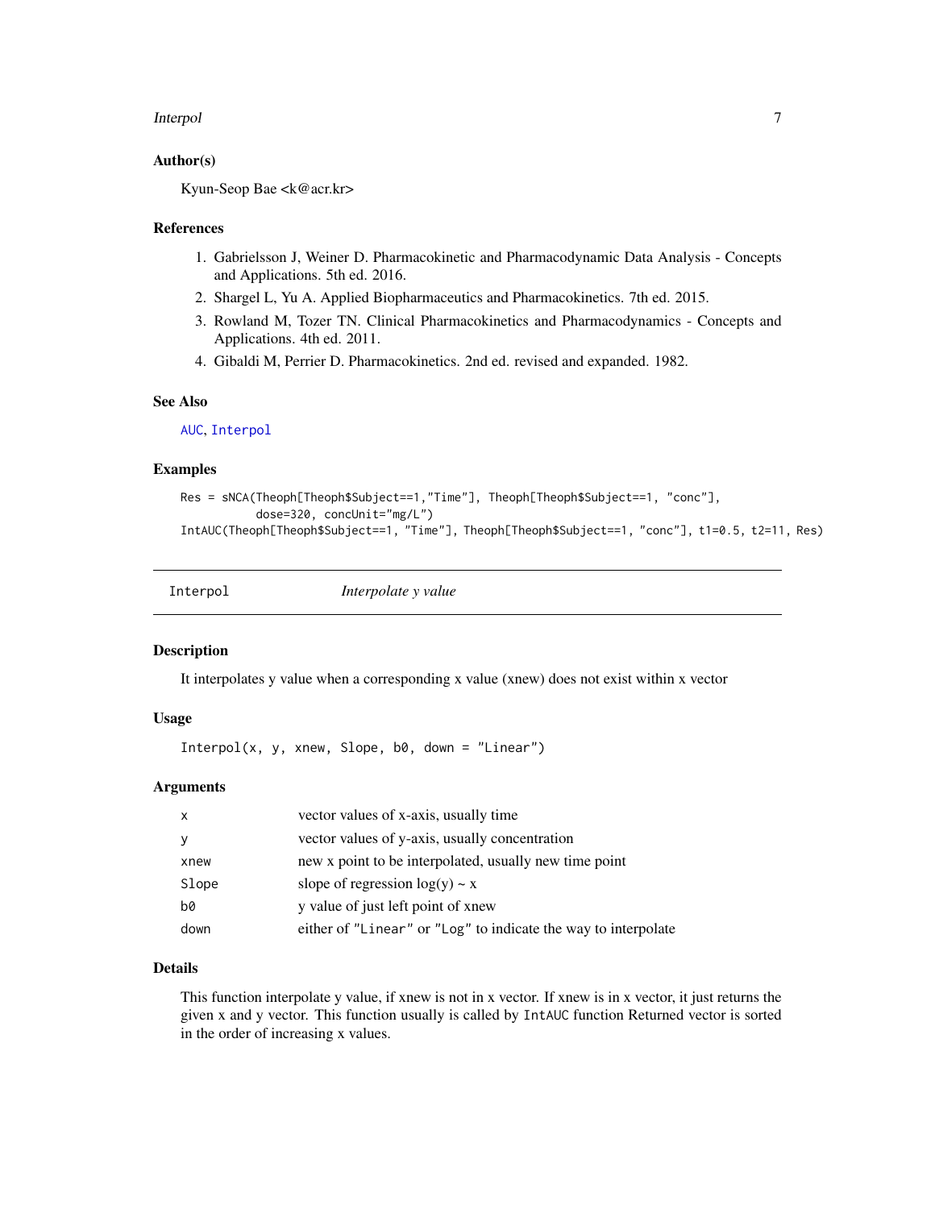### Author(s)

Kyun-Seop Bae <k@acr.kr>

### References

1. Gabrielsson J, Weiner D. Pharmacokinetic and Pharmacodynamic Data Analysis - Concepts and Applications. 5th ed. 2016.
2. Shargel L, Yu A. Applied Biopharmaceutics and Pharmacokinetics. 7th ed. 2015.
3. Rowland M, Tozer TN. Clinical Pharmacokinetics and Pharmacodynamics - Concepts and Applications. 4th ed. 2011.
4. Gibaldi M, Perrier D. Pharmacokinetics. 2nd ed. revised and expanded. 1982.

### See Also

AUC, Interpol

### Examples

```
Res = sNCA(Theoph[Theoph$Subject==1,"Time"], Theoph[Theoph$Subject==1, "conc"],
           dose=320, concUnit="mg/L")
IntAUC(Theoph[Theoph$Subject==1, "Time"], Theoph[Theoph$Subject==1, "conc"], t1=0.5, t2=11, Res)
```

---

## Interpol *Interpolate y value*

---

### Description

It interpolates y value when a corresponding x value (xnew) does not exist within x vector

### Usage

```
Interpol(x, y, xnew, Slope, b0, down = "Linear")
```

### Arguments

| | |
|---|---|
| x | vector values of x-axis, usually time |
| y | vector values of y-axis, usually concentration |
| xnew | new x point to be interpolated, usually new time point |
| Slope | slope of regression log(y) ~ x |
| b0 | y value of just left point of xnew |
| down | either of "Linear" or "Log" to indicate the way to interpolate |

### Details

This function interpolate y value, if xnew is not in x vector. If xnew is in x vector, it just returns the given x and y vector. This function usually is called by `IntAUC` function Returned vector is sorted in the order of increasing x values.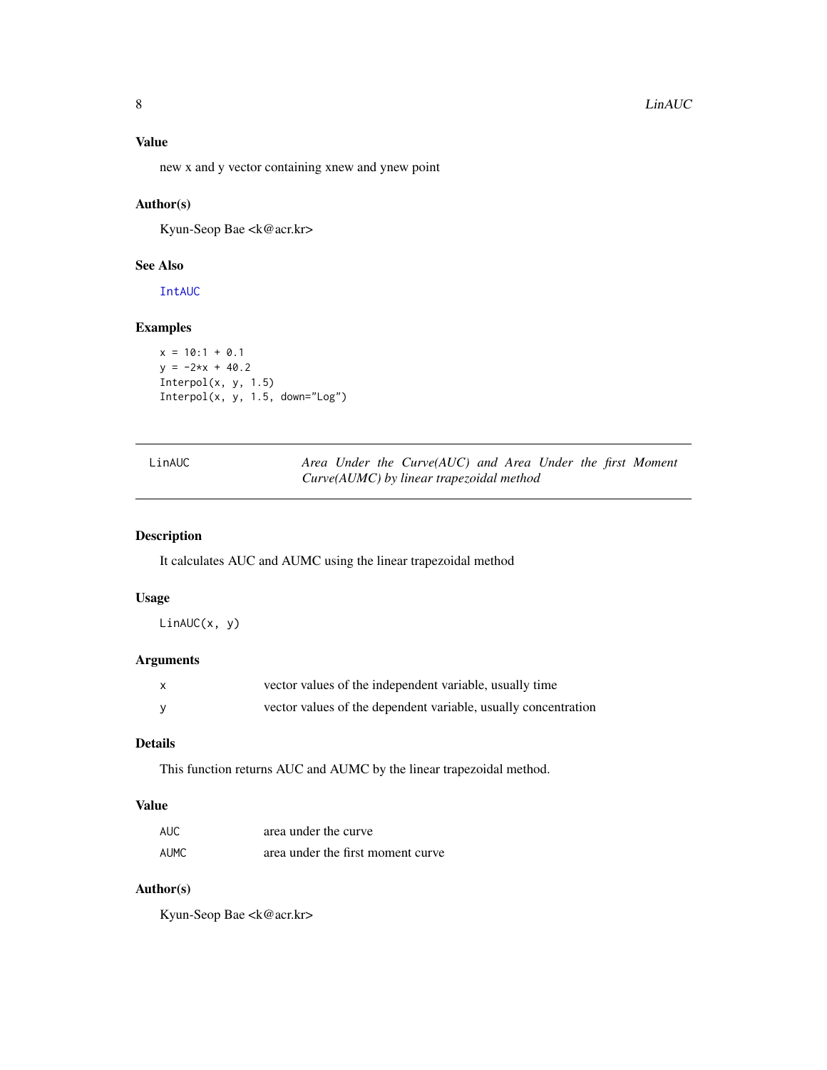### Value

new x and y vector containing xnew and ynew point

### Author(s)

Kyun-Seop Bae <k@acr.kr>

### See Also

IntAUC

### Examples

```
x = 10:1 + 0.1
y = -2*x + 40.2
Interpol(x, y, 1.5)
Interpol(x, y, 1.5, down="Log")
```

---

## LinAUC *Area Under the Curve(AUC) and Area Under the first Moment Curve(AUMC) by linear trapezoidal method*

---

### Description

It calculates AUC and AUMC using the linear trapezoidal method

### Usage

```
LinAUC(x, y)
```

### Arguments

| | |
|---|---|
| x | vector values of the independent variable, usually time |
| y | vector values of the dependent variable, usually concentration |

### Details

This function returns AUC and AUMC by the linear trapezoidal method.

### Value

| | |
|---|---|
| AUC | area under the curve |
| AUMC | area under the first moment curve |

### Author(s)

Kyun-Seop Bae <k@acr.kr>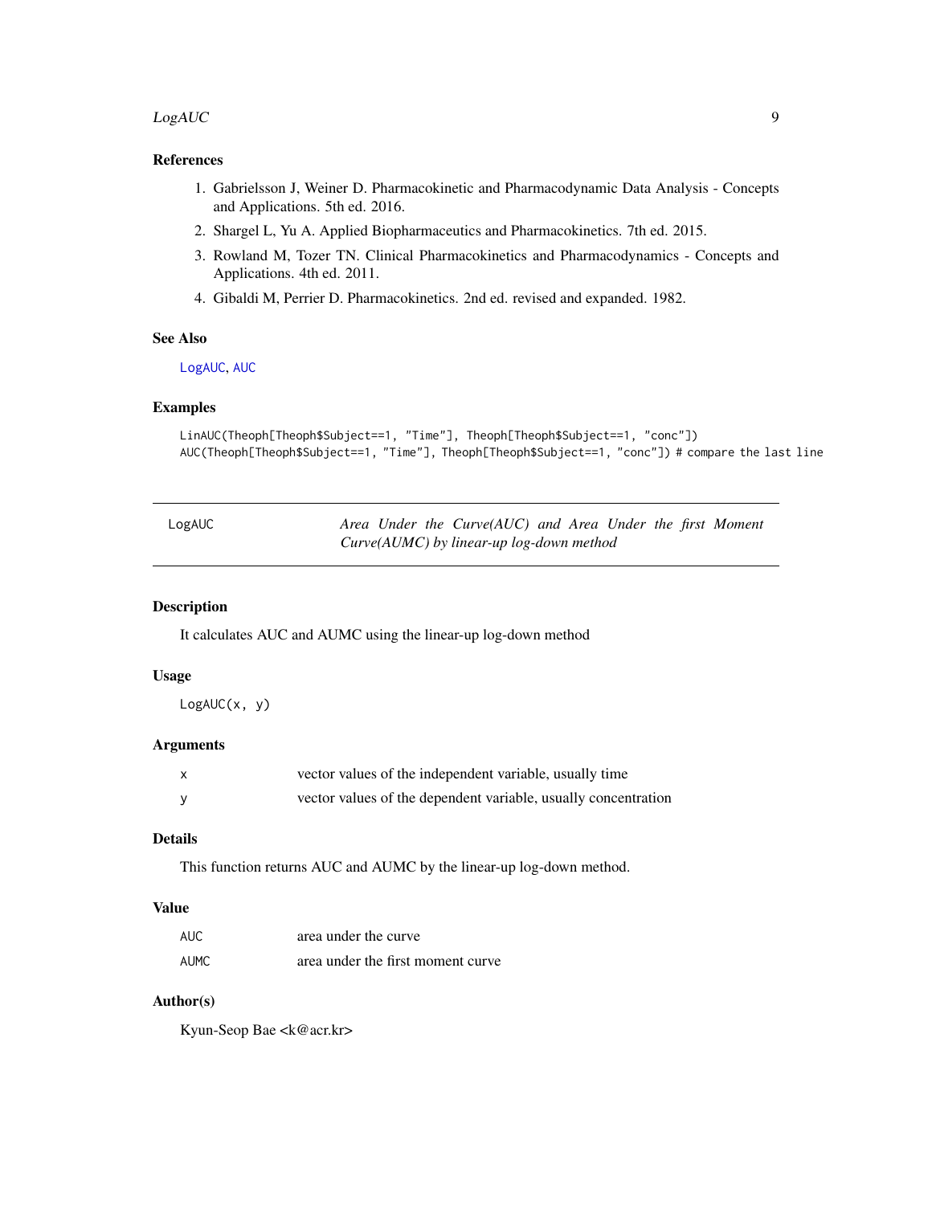### References

1. Gabrielsson J, Weiner D. Pharmacokinetic and Pharmacodynamic Data Analysis - Concepts and Applications. 5th ed. 2016.
2. Shargel L, Yu A. Applied Biopharmaceutics and Pharmacokinetics. 7th ed. 2015.
3. Rowland M, Tozer TN. Clinical Pharmacokinetics and Pharmacodynamics - Concepts and Applications. 4th ed. 2011.
4. Gibaldi M, Perrier D. Pharmacokinetics. 2nd ed. revised and expanded. 1982.

### See Also

`LogAUC`, `AUC`

### Examples

```
LinAUC(Theoph[Theoph$Subject==1, "Time"], Theoph[Theoph$Subject==1, "conc"])
AUC(Theoph[Theoph$Subject==1, "Time"], Theoph[Theoph$Subject==1, "conc"]) # compare the last line
```

---

## LogAUC — *Area Under the Curve(AUC) and Area Under the first Moment Curve(AUMC) by linear-up log-down method*

### Description

It calculates AUC and AUMC using the linear-up log-down method

### Usage

```
LogAUC(x, y)
```

### Arguments

| | |
|---|---|
| x | vector values of the independent variable, usually time |
| y | vector values of the dependent variable, usually concentration |

### Details

This function returns AUC and AUMC by the linear-up log-down method.

### Value

| | |
|---|---|
| AUC | area under the curve |
| AUMC | area under the first moment curve |

### Author(s)

Kyun-Seop Bae <k@acr.kr>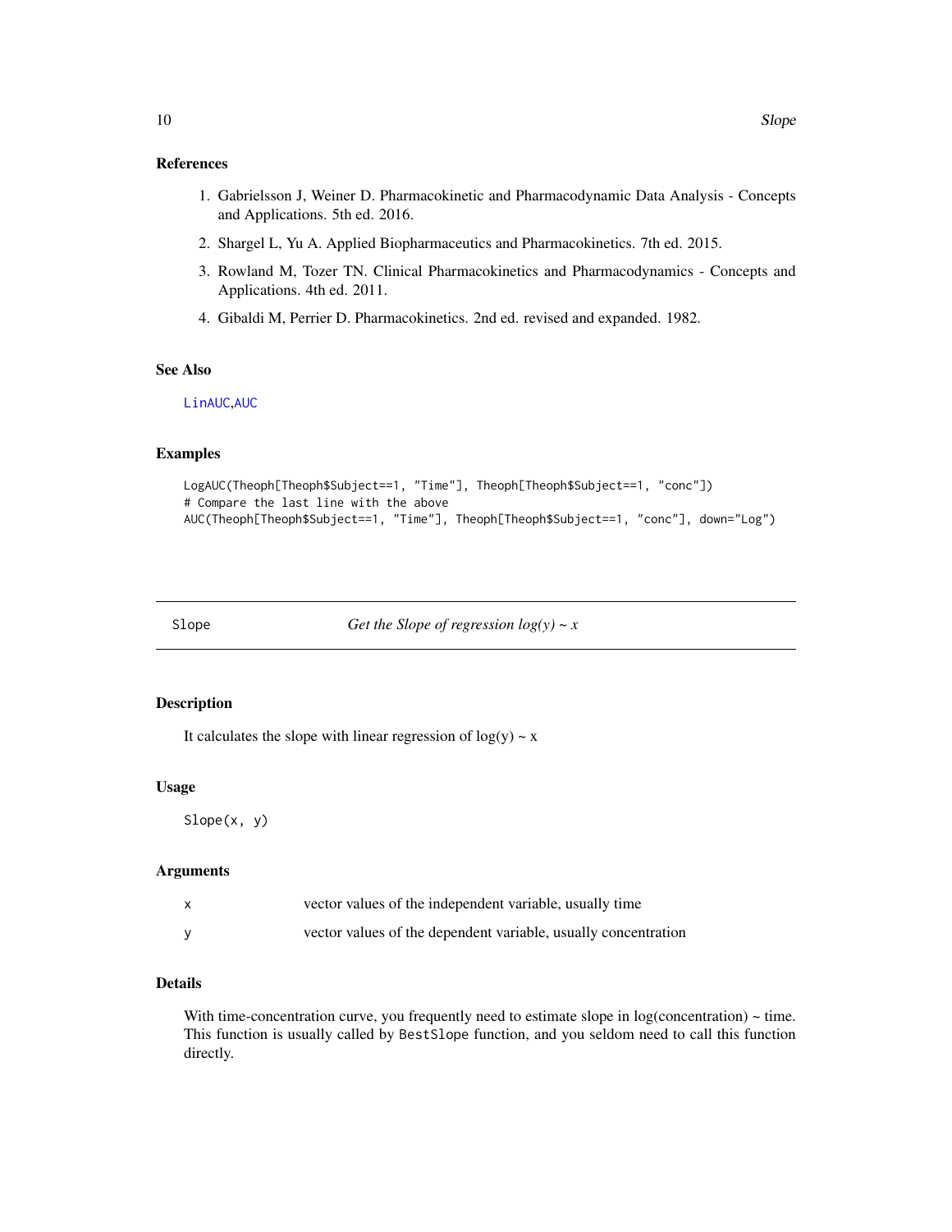### References

1. Gabrielsson J, Weiner D. Pharmacokinetic and Pharmacodynamic Data Analysis - Concepts and Applications. 5th ed. 2016.
2. Shargel L, Yu A. Applied Biopharmaceutics and Pharmacokinetics. 7th ed. 2015.
3. Rowland M, Tozer TN. Clinical Pharmacokinetics and Pharmacodynamics - Concepts and Applications. 4th ed. 2011.
4. Gibaldi M, Perrier D. Pharmacokinetics. 2nd ed. revised and expanded. 1982.

### See Also

LinAUC, AUC

### Examples

```
LogAUC(Theoph[Theoph$Subject==1, "Time"], Theoph[Theoph$Subject==1, "conc"])
# Compare the last line with the above
AUC(Theoph[Theoph$Subject==1, "Time"], Theoph[Theoph$Subject==1, "conc"], down="Log")
```

---

## Slope — *Get the Slope of regression log(y) ~ x*

### Description

It calculates the slope with linear regression of log(y) ~ x

### Usage

```
Slope(x, y)
```

### Arguments

| | |
|---|---|
| x | vector values of the independent variable, usually time |
| y | vector values of the dependent variable, usually concentration |

### Details

With time-concentration curve, you frequently need to estimate slope in log(concentration) ~ time. This function is usually called by `BestSlope` function, and you seldom need to call this function directly.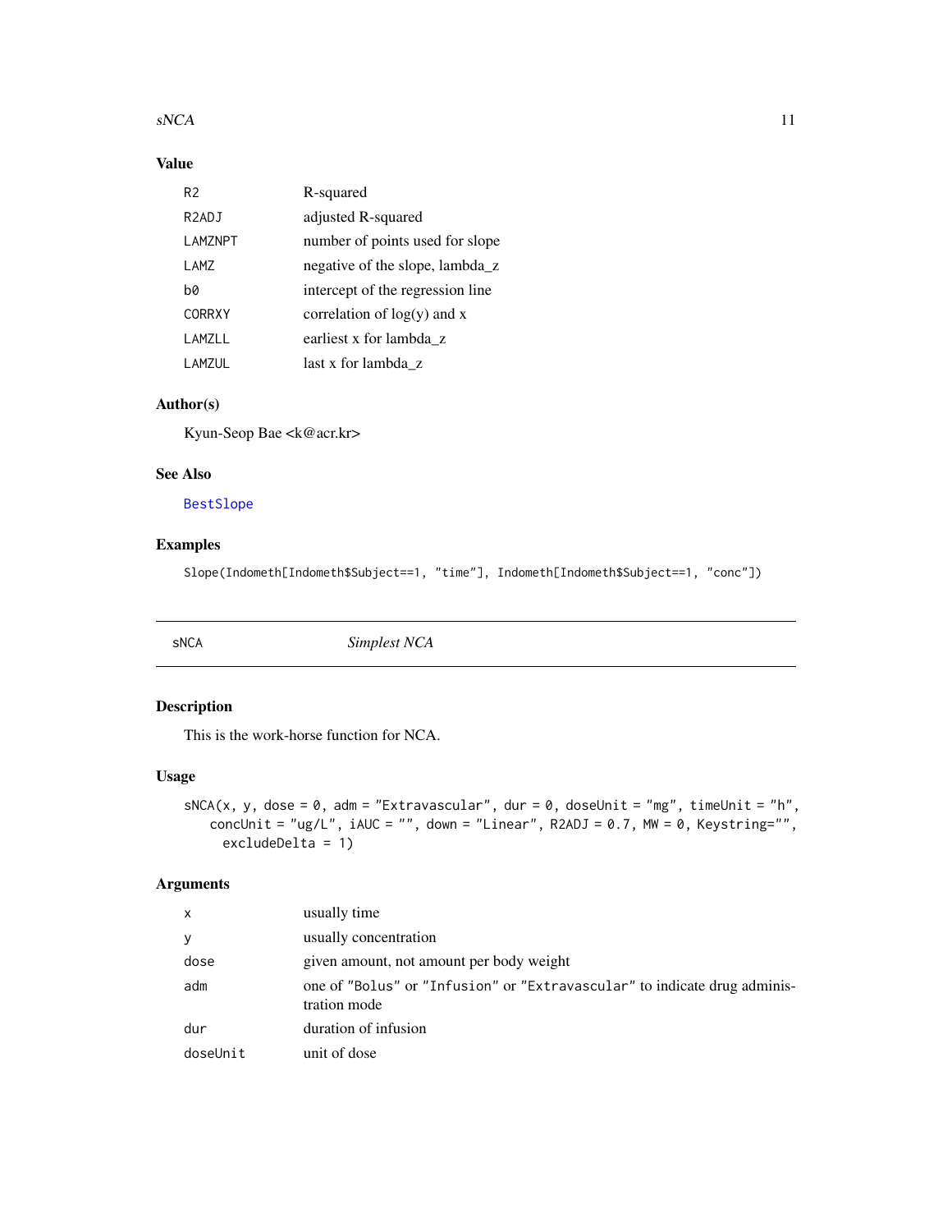### Value

| | |
|---|---|
| R2 | R-squared |
| R2ADJ | adjusted R-squared |
| LAMZNPT | number of points used for slope |
| LAMZ | negative of the slope, lambda_z |
| b0 | intercept of the regression line |
| CORRXY | correlation of log(y) and x |
| LAMZLL | earliest x for lambda_z |
| LAMZUL | last x for lambda_z |

### Author(s)

Kyun-Seop Bae <k@acr.kr>

### See Also

BestSlope

### Examples

```
Slope(Indometh[Indometh$Subject==1, "time"], Indometh[Indometh$Subject==1, "conc"])
```

---

## sNCA *Simplest NCA*

---

### Description

This is the work-horse function for NCA.

### Usage

```
sNCA(x, y, dose = 0, adm = "Extravascular", dur = 0, doseUnit = "mg", timeUnit = "h",
    concUnit = "ug/L", iAUC = "", down = "Linear", R2ADJ = 0.7, MW = 0, Keystring="",
      excludeDelta = 1)
```

### Arguments

| | |
|---|---|
| x | usually time |
| y | usually concentration |
| dose | given amount, not amount per body weight |
| adm | one of "Bolus" or "Infusion" or "Extravascular" to indicate drug administration mode |
| dur | duration of infusion |
| doseUnit | unit of dose |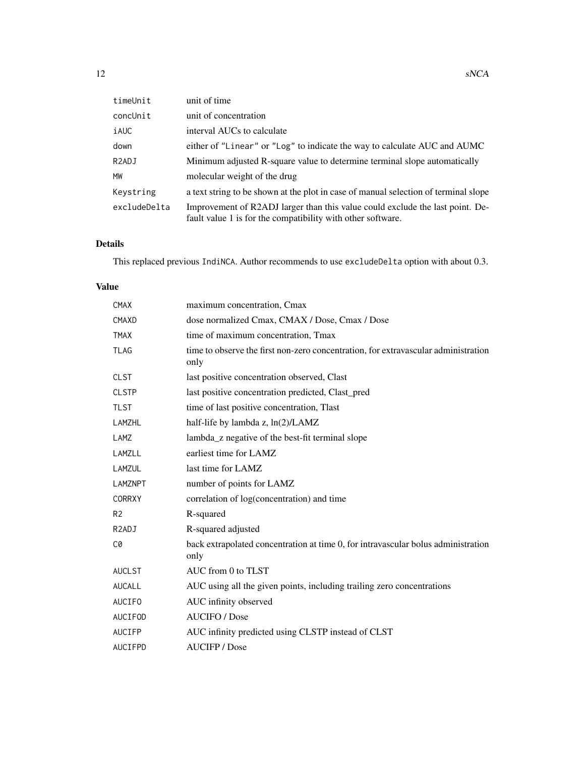| | |
|---|---|
| timeUnit | unit of time |
| concUnit | unit of concentration |
| iAUC | interval AUCs to calculate |
| down | either of "Linear" or "Log" to indicate the way to calculate AUC and AUMC |
| R2ADJ | Minimum adjusted R-square value to determine terminal slope automatically |
| MW | molecular weight of the drug |
| Keystring | a text string to be shown at the plot in case of manual selection of terminal slope |
| excludeDelta | Improvement of R2ADJ larger than this value could exclude the last point. Default value 1 is for the compatibility with other software. |

## Details

This replaced previous IndiNCA. Author recommends to use excludeDelta option with about 0.3.

## Value

| | |
|---|---|
| CMAX | maximum concentration, Cmax |
| CMAXD | dose normalized Cmax, CMAX / Dose, Cmax / Dose |
| TMAX | time of maximum concentration, Tmax |
| TLAG | time to observe the first non-zero concentration, for extravascular administration only |
| CLST | last positive concentration observed, Clast |
| CLSTP | last positive concentration predicted, Clast_pred |
| TLST | time of last positive concentration, Tlast |
| LAMZHL | half-life by lambda z, ln(2)/LAMZ |
| LAMZ | lambda_z negative of the best-fit terminal slope |
| LAMZLL | earliest time for LAMZ |
| LAMZUL | last time for LAMZ |
| LAMZNPT | number of points for LAMZ |
| CORRXY | correlation of log(concentration) and time |
| R2 | R-squared |
| R2ADJ | R-squared adjusted |
| C0 | back extrapolated concentration at time 0, for intravascular bolus administration only |
| AUCLST | AUC from 0 to TLST |
| AUCALL | AUC using all the given points, including trailing zero concentrations |
| AUCIFO | AUC infinity observed |
| AUCIFOD | AUCIFO / Dose |
| AUCIFP | AUC infinity predicted using CLSTP instead of CLST |
| AUCIFPD | AUCIFP / Dose |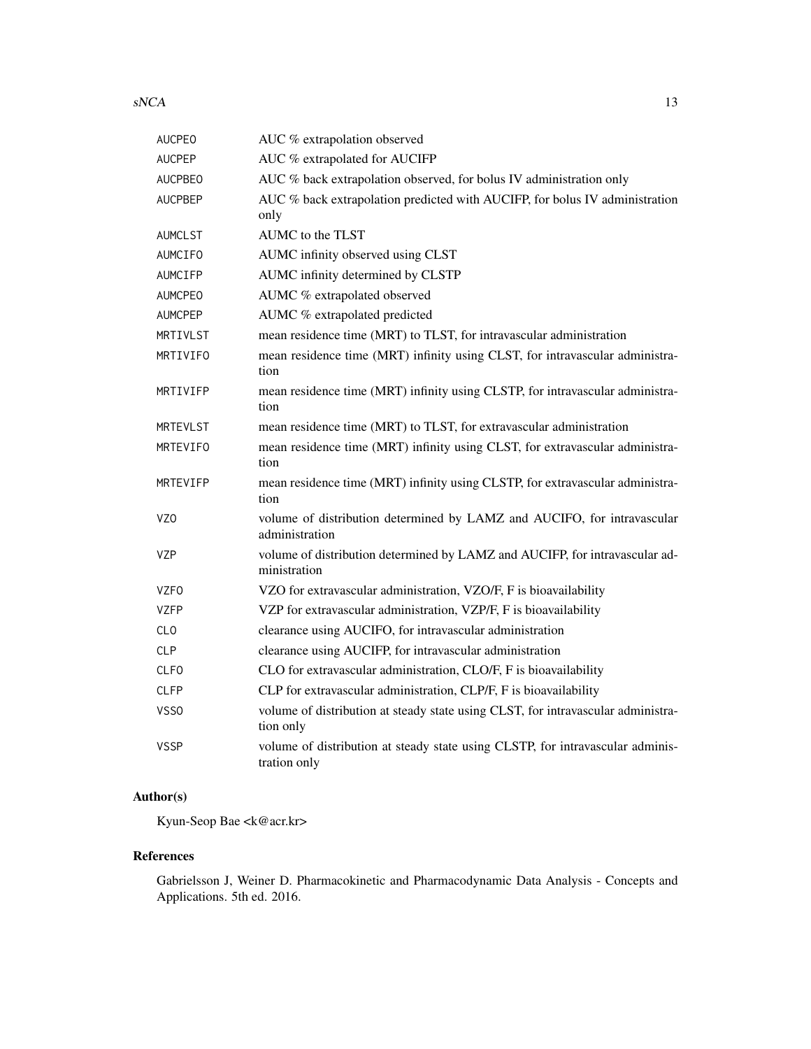| | |
|---|---|
| AUCPEO | AUC % extrapolation observed |
| AUCPEP | AUC % extrapolated for AUCIFP |
| AUCPBEO | AUC % back extrapolation observed, for bolus IV administration only |
| AUCPBEP | AUC % back extrapolation predicted with AUCIFP, for bolus IV administration only |
| AUMCLST | AUMC to the TLST |
| AUMCIFO | AUMC infinity observed using CLST |
| AUMCIFP | AUMC infinity determined by CLSTP |
| AUMCPEO | AUMC % extrapolated observed |
| AUMCPEP | AUMC % extrapolated predicted |
| MRTIVLST | mean residence time (MRT) to TLST, for intravascular administration |
| MRTIVIFO | mean residence time (MRT) infinity using CLST, for intravascular administration |
| MRTIVIFP | mean residence time (MRT) infinity using CLSTP, for intravascular administration |
| MRTEVLST | mean residence time (MRT) to TLST, for extravascular administration |
| MRTEVIFO | mean residence time (MRT) infinity using CLST, for extravascular administration |
| MRTEVIFP | mean residence time (MRT) infinity using CLSTP, for extravascular administration |
| VZO | volume of distribution determined by LAMZ and AUCIFO, for intravascular administration |
| VZP | volume of distribution determined by LAMZ and AUCIFP, for intravascular administration |
| VZFO | VZO for extravascular administration, VZO/F, F is bioavailability |
| VZFP | VZP for extravascular administration, VZP/F, F is bioavailability |
| CLO | clearance using AUCIFO, for intravascular administration |
| CLP | clearance using AUCIFP, for intravascular administration |
| CLFO | CLO for extravascular administration, CLO/F, F is bioavailability |
| CLFP | CLP for extravascular administration, CLP/F, F is bioavailability |
| VSSO | volume of distribution at steady state using CLST, for intravascular administration only |
| VSSP | volume of distribution at steady state using CLSTP, for intravascular administration only |

## Author(s)

Kyun-Seop Bae <k@acr.kr>

## References

Gabrielsson J, Weiner D. Pharmacokinetic and Pharmacodynamic Data Analysis - Concepts and Applications. 5th ed. 2016.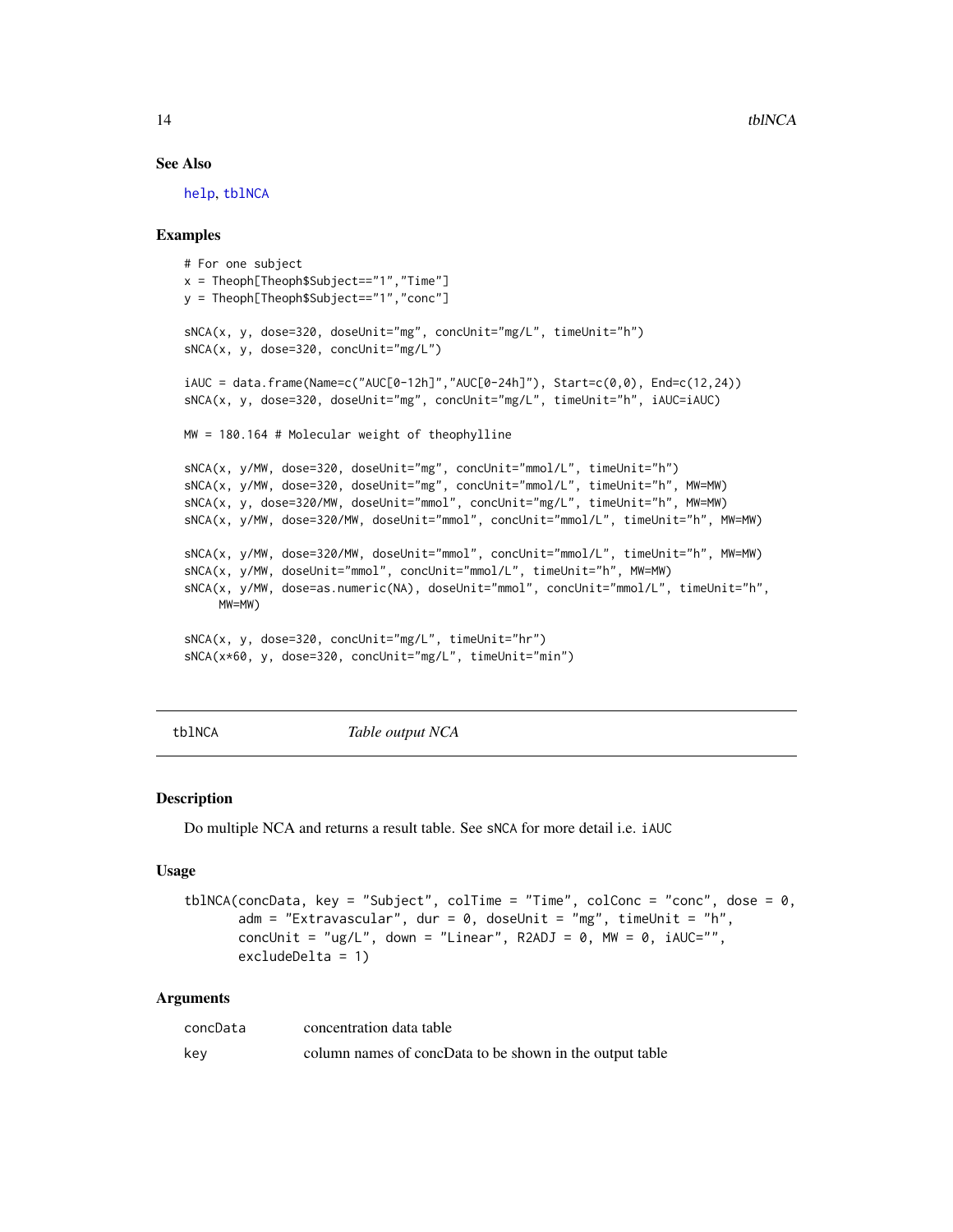## See Also

help, tblNCA

## Examples

```
# For one subject
x = Theoph[Theoph$Subject=="1","Time"]
y = Theoph[Theoph$Subject=="1","conc"]

sNCA(x, y, dose=320, doseUnit="mg", concUnit="mg/L", timeUnit="h")
sNCA(x, y, dose=320, concUnit="mg/L")

iAUC = data.frame(Name=c("AUC[0-12h]","AUC[0-24h]"), Start=c(0,0), End=c(12,24))
sNCA(x, y, dose=320, doseUnit="mg", concUnit="mg/L", timeUnit="h", iAUC=iAUC)

MW = 180.164 # Molecular weight of theophylline

sNCA(x, y/MW, dose=320, doseUnit="mg", concUnit="mmol/L", timeUnit="h")
sNCA(x, y/MW, dose=320, doseUnit="mg", concUnit="mmol/L", timeUnit="h", MW=MW)
sNCA(x, y, dose=320/MW, doseUnit="mmol", concUnit="mg/L", timeUnit="h", MW=MW)
sNCA(x, y/MW, dose=320/MW, doseUnit="mmol", concUnit="mmol/L", timeUnit="h", MW=MW)

sNCA(x, y/MW, dose=320/MW, doseUnit="mmol", concUnit="mmol/L", timeUnit="h", MW=MW)
sNCA(x, y/MW, doseUnit="mmol", concUnit="mmol/L", timeUnit="h", MW=MW)
sNCA(x, y/MW, dose=as.numeric(NA), doseUnit="mmol", concUnit="mmol/L", timeUnit="h",
     MW=MW)

sNCA(x, y, dose=320, concUnit="mg/L", timeUnit="hr")
sNCA(x*60, y, dose=320, concUnit="mg/L", timeUnit="min")
```

---

# tblNCA *Table output NCA*

## Description

Do multiple NCA and returns a result table. See sNCA for more detail i.e. iAUC

## Usage

```
tblNCA(concData, key = "Subject", colTime = "Time", colConc = "conc", dose = 0,
       adm = "Extravascular", dur = 0, doseUnit = "mg", timeUnit = "h",
       concUnit = "ug/L", down = "Linear", R2ADJ = 0, MW = 0, iAUC="",
       excludeDelta = 1)
```

## Arguments

| | |
|---|---|
| concData | concentration data table |
| key | column names of concData to be shown in the output table |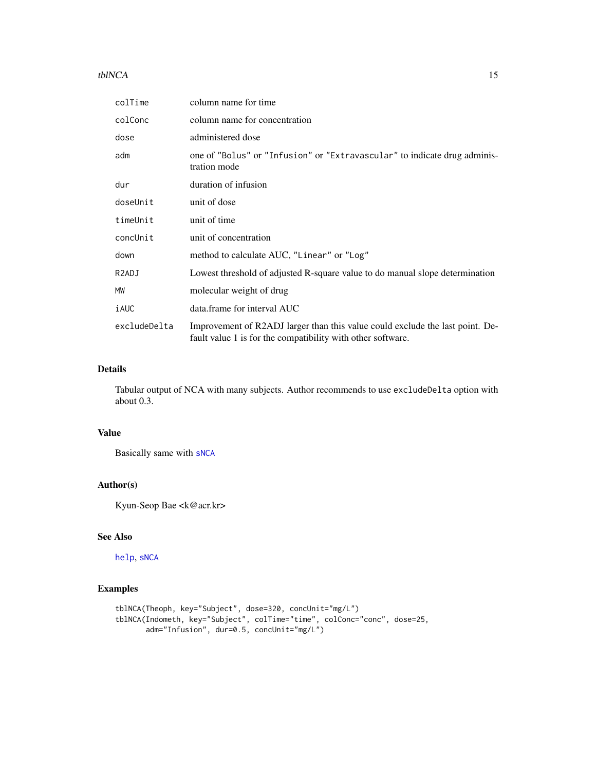| | |
|---|---|
| colTime | column name for time |
| colConc | column name for concentration |
| dose | administered dose |
| adm | one of "Bolus" or "Infusion" or "Extravascular" to indicate drug administration mode |
| dur | duration of infusion |
| doseUnit | unit of dose |
| timeUnit | unit of time |
| concUnit | unit of concentration |
| down | method to calculate AUC, "Linear" or "Log" |
| R2ADJ | Lowest threshold of adjusted R-square value to do manual slope determination |
| MW | molecular weight of drug |
| iAUC | data.frame for interval AUC |
| excludeDelta | Improvement of R2ADJ larger than this value could exclude the last point. Default value 1 is for the compatibility with other software. |

### Details

Tabular output of NCA with many subjects. Author recommends to use `excludeDelta` option with about 0.3.

### Value

Basically same with sNCA

### Author(s)

Kyun-Seop Bae <k@acr.kr>

### See Also

help, sNCA

### Examples

```
tblNCA(Theoph, key="Subject", dose=320, concUnit="mg/L")
tblNCA(Indometh, key="Subject", colTime="time", colConc="conc", dose=25,
       adm="Infusion", dur=0.5, concUnit="mg/L")
```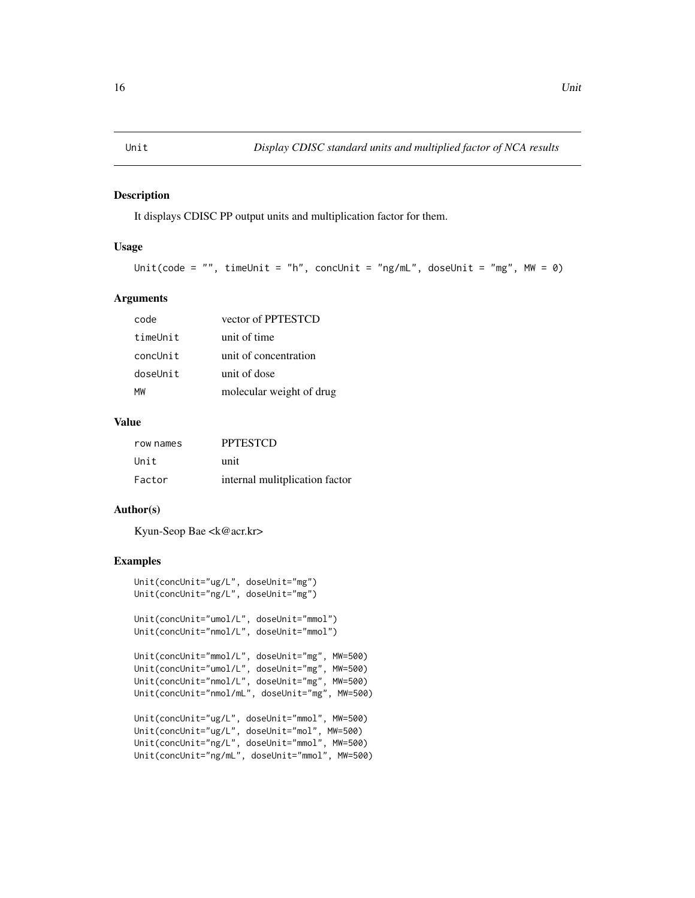# Unit — Display CDISC standard units and multiplied factor of NCA results

## Description

It displays CDISC PP output units and multiplication factor for them.

## Usage

```
Unit(code = "", timeUnit = "h", concUnit = "ng/mL", doseUnit = "mg", MW = 0)
```

## Arguments

| | |
|---|---|
| code | vector of PPTESTCD |
| timeUnit | unit of time |
| concUnit | unit of concentration |
| doseUnit | unit of dose |
| MW | molecular weight of drug |

## Value

| | |
|---|---|
| row names | PPTESTCD |
| Unit | unit |
| Factor | internal mulitplication factor |

## Author(s)

Kyun-Seop Bae <k@acr.kr>

## Examples

```
Unit(concUnit="ug/L", doseUnit="mg")
Unit(concUnit="ng/L", doseUnit="mg")

Unit(concUnit="umol/L", doseUnit="mmol")
Unit(concUnit="nmol/L", doseUnit="mmol")

Unit(concUnit="mmol/L", doseUnit="mg", MW=500)
Unit(concUnit="umol/L", doseUnit="mg", MW=500)
Unit(concUnit="nmol/L", doseUnit="mg", MW=500)
Unit(concUnit="nmol/mL", doseUnit="mg", MW=500)

Unit(concUnit="ug/L", doseUnit="mmol", MW=500)
Unit(concUnit="ug/L", doseUnit="mol", MW=500)
Unit(concUnit="ng/L", doseUnit="mmol", MW=500)
Unit(concUnit="ng/mL", doseUnit="mmol", MW=500)
```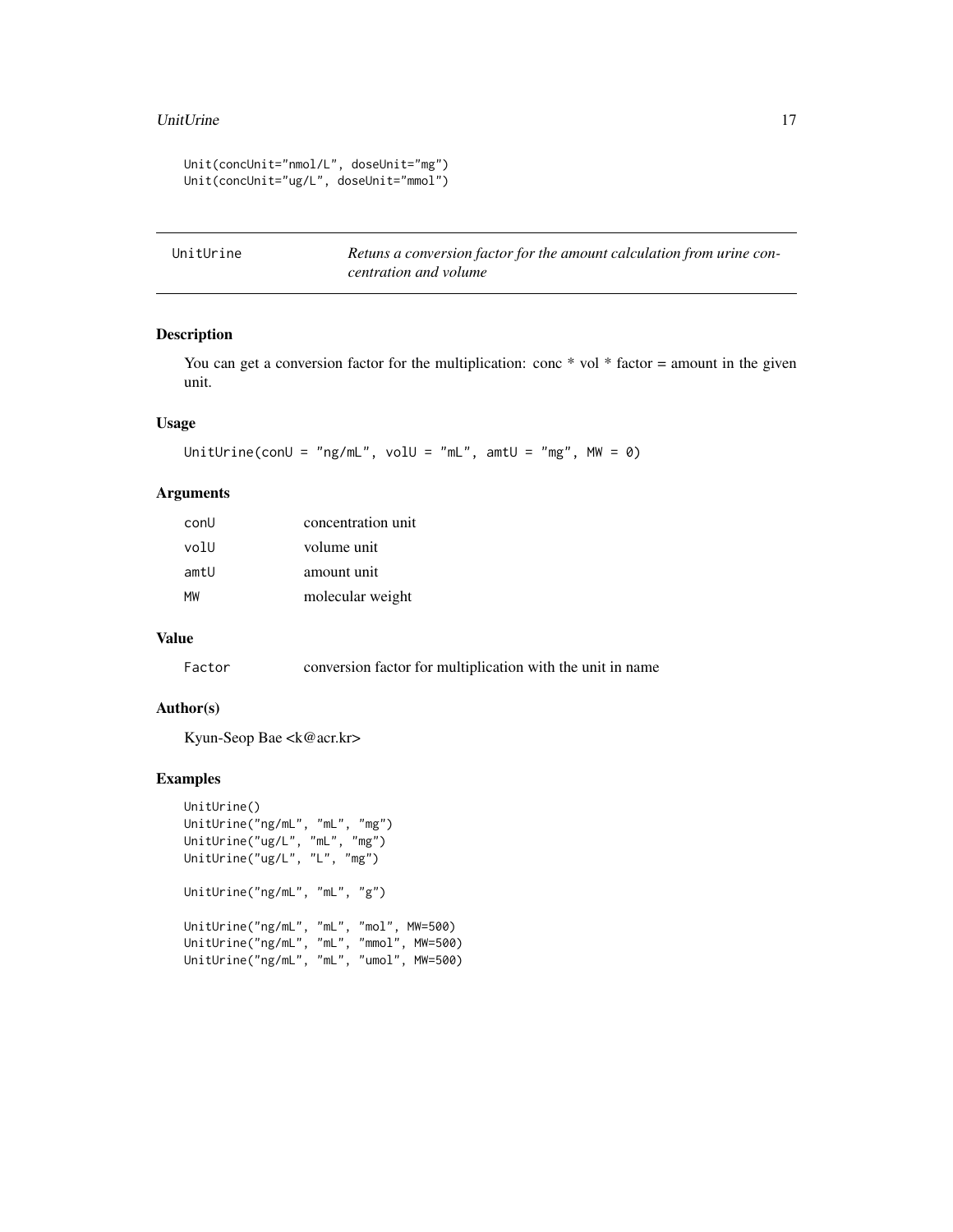```
Unit(concUnit="nmol/L", doseUnit="mg")
Unit(concUnit="ug/L", doseUnit="mmol")
```

## UnitUrine — *Retuns a conversion factor for the amount calculation from urine concentration and volume*

### Description

You can get a conversion factor for the multiplication: conc * vol * factor = amount in the given unit.

### Usage

```
UnitUrine(conU = "ng/mL", volU = "mL", amtU = "mg", MW = 0)
```

### Arguments

| | |
|---|---|
| conU | concentration unit |
| volU | volume unit |
| amtU | amount unit |
| MW | molecular weight |

### Value

| | |
|---|---|
| Factor | conversion factor for multiplication with the unit in name |

### Author(s)

Kyun-Seop Bae <k@acr.kr>

### Examples

```
UnitUrine()
UnitUrine("ng/mL", "mL", "mg")
UnitUrine("ug/L", "mL", "mg")
UnitUrine("ug/L", "L", "mg")

UnitUrine("ng/mL", "mL", "g")

UnitUrine("ng/mL", "mL", "mol", MW=500)
UnitUrine("ng/mL", "mL", "mmol", MW=500)
UnitUrine("ng/mL", "mL", "umol", MW=500)
```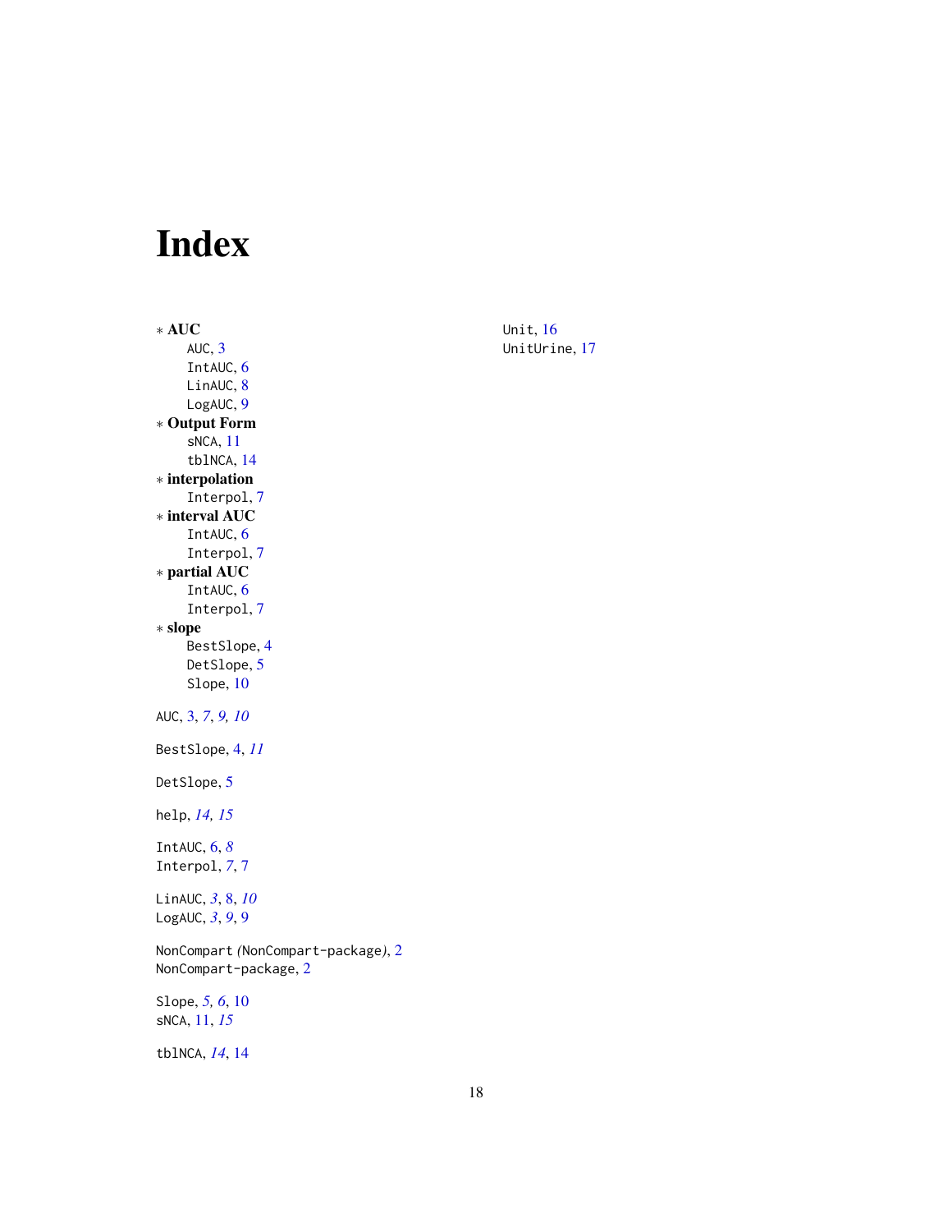# Index

* **AUC**
    - AUC, 3
    - IntAUC, 6
    - LinAUC, 8
    - LogAUC, 9
* **Output Form**
    - sNCA, 11
    - tblNCA, 14
* **interpolation**
    - Interpol, 7
* **interval AUC**
    - IntAUC, 6
    - Interpol, 7
* **partial AUC**
    - IntAUC, 6
    - Interpol, 7
* **slope**
    - BestSlope, 4
    - DetSlope, 5
    - Slope, 10

AUC, 3, *7*, *9, 10*

BestSlope, 4, *11*

DetSlope, 5

help, *14, 15*

IntAUC, 6, *8*
Interpol, *7*, 7

LinAUC, *3*, 8, *10*
LogAUC, *3*, *9*, 9

NonCompart *(*NonCompart-package*)*, 2
NonCompart-package, 2

Slope, *5, 6*, 10
sNCA, 11, *15*

tblNCA, *14*, 14

Unit, 16
UnitUrine, 17